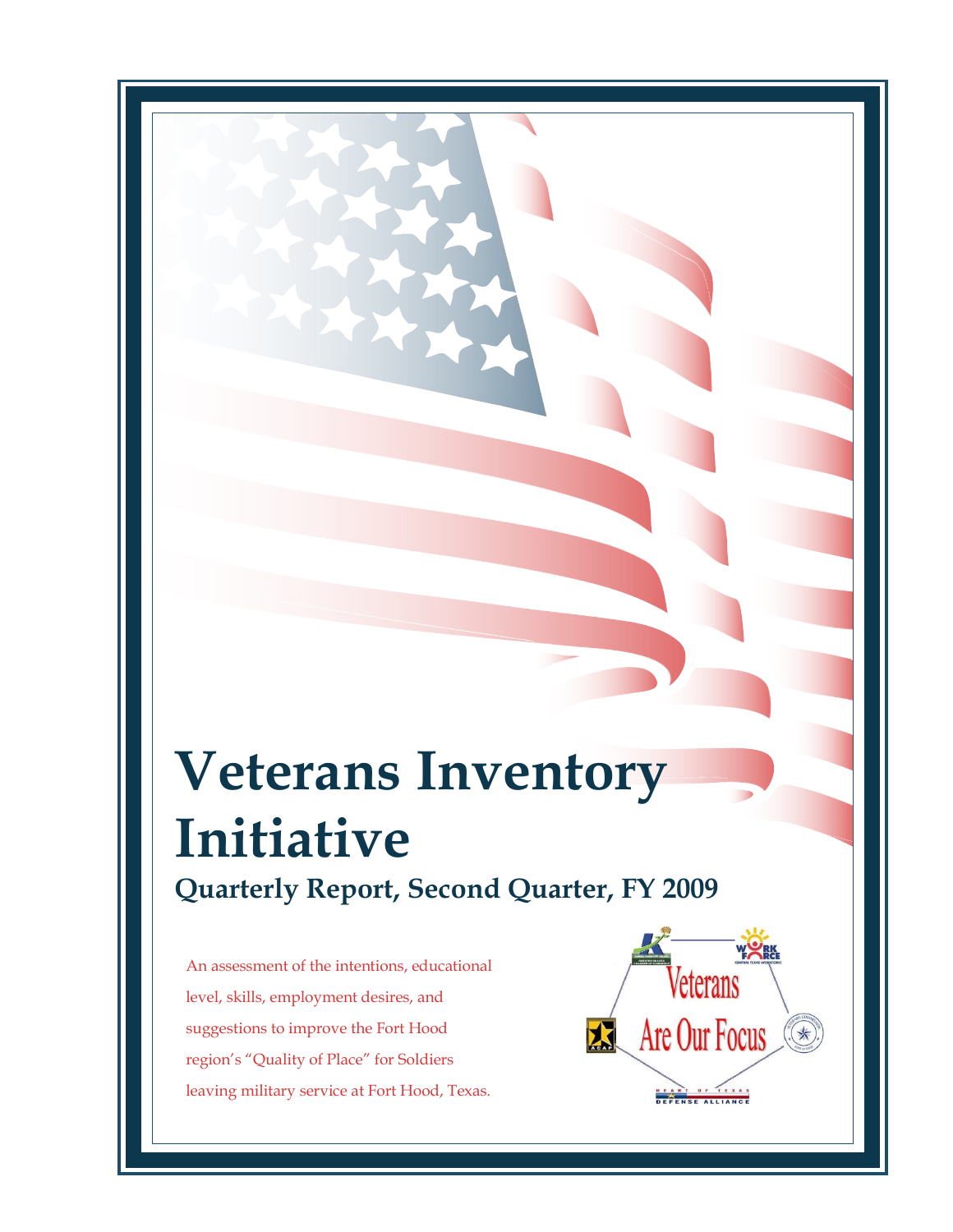# Veterans Inventory Initiative

## Quarterly Report, Second Quarter, FY 2009

An assessment of the intentions, educational level, skills, employment desires, and suggestions to improve the Fort Hood region's "Quality of Place" for Soldiers leaving military service at Fort Hood, Texas.

Veterans Are Our Focus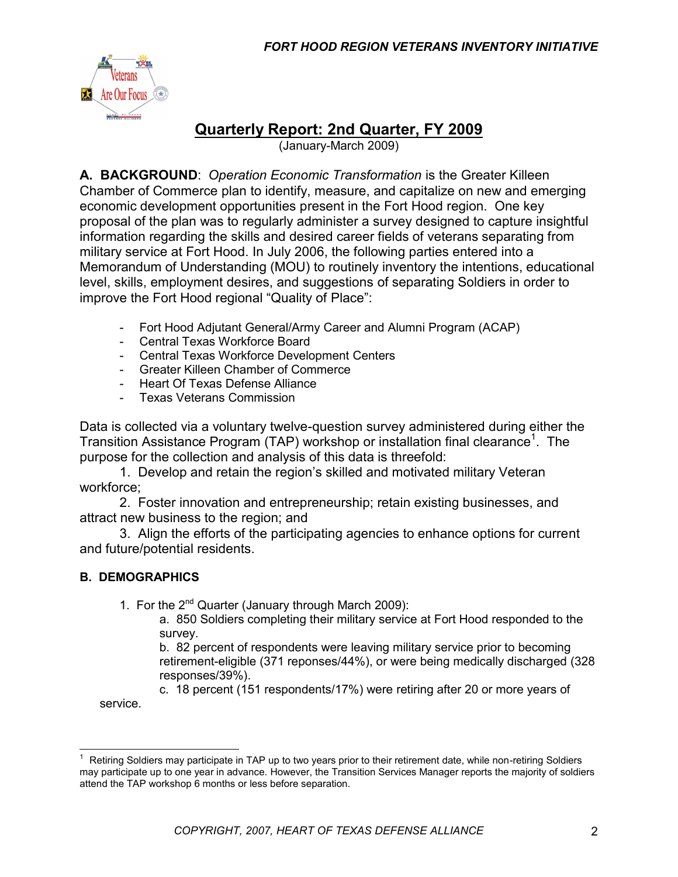## Quarterly Report: 2nd Quarter, FY 2009

(January-March 2009)

**A. BACKGROUND**: *Operation Economic Transformation* is the Greater Killeen Chamber of Commerce plan to identify, measure, and capitalize on new and emerging economic development opportunities present in the Fort Hood region. One key proposal of the plan was to regularly administer a survey designed to capture insightful information regarding the skills and desired career fields of veterans separating from military service at Fort Hood. In July 2006, the following parties entered into a Memorandum of Understanding (MOU) to routinely inventory the intentions, educational level, skills, employment desires, and suggestions of separating Soldiers in order to improve the Fort Hood regional "Quality of Place":

- Fort Hood Adjutant General/Army Career and Alumni Program (ACAP)
- Central Texas Workforce Board
- Central Texas Workforce Development Centers
- Greater Killeen Chamber of Commerce
- Heart Of Texas Defense Alliance
- Texas Veterans Commission

Data is collected via a voluntary twelve-question survey administered during either the Transition Assistance Program (TAP) workshop or installation final clearance[1]. The purpose for the collection and analysis of this data is threefold:

1. Develop and retain the region's skilled and motivated military Veteran workforce;
2. Foster innovation and entrepreneurship; retain existing businesses, and attract new business to the region; and
3. Align the efforts of the participating agencies to enhance options for current and future/potential residents.

**B. DEMOGRAPHICS**

1. For the 2nd Quarter (January through March 2009):
   a. 850 Soldiers completing their military service at Fort Hood responded to the survey.
   b. 82 percent of respondents were leaving military service prior to becoming retirement-eligible (371 reponses/44%), or were being medically discharged (328 responses/39%).
   c. 18 percent (151 respondents/17%) were retiring after 20 or more years of service.

[1] Retiring Soldiers may participate in TAP up to two years prior to their retirement date, while non-retiring Soldiers may participate up to one year in advance. However, the Transition Services Manager reports the majority of soldiers attend the TAP workshop 6 months or less before separation.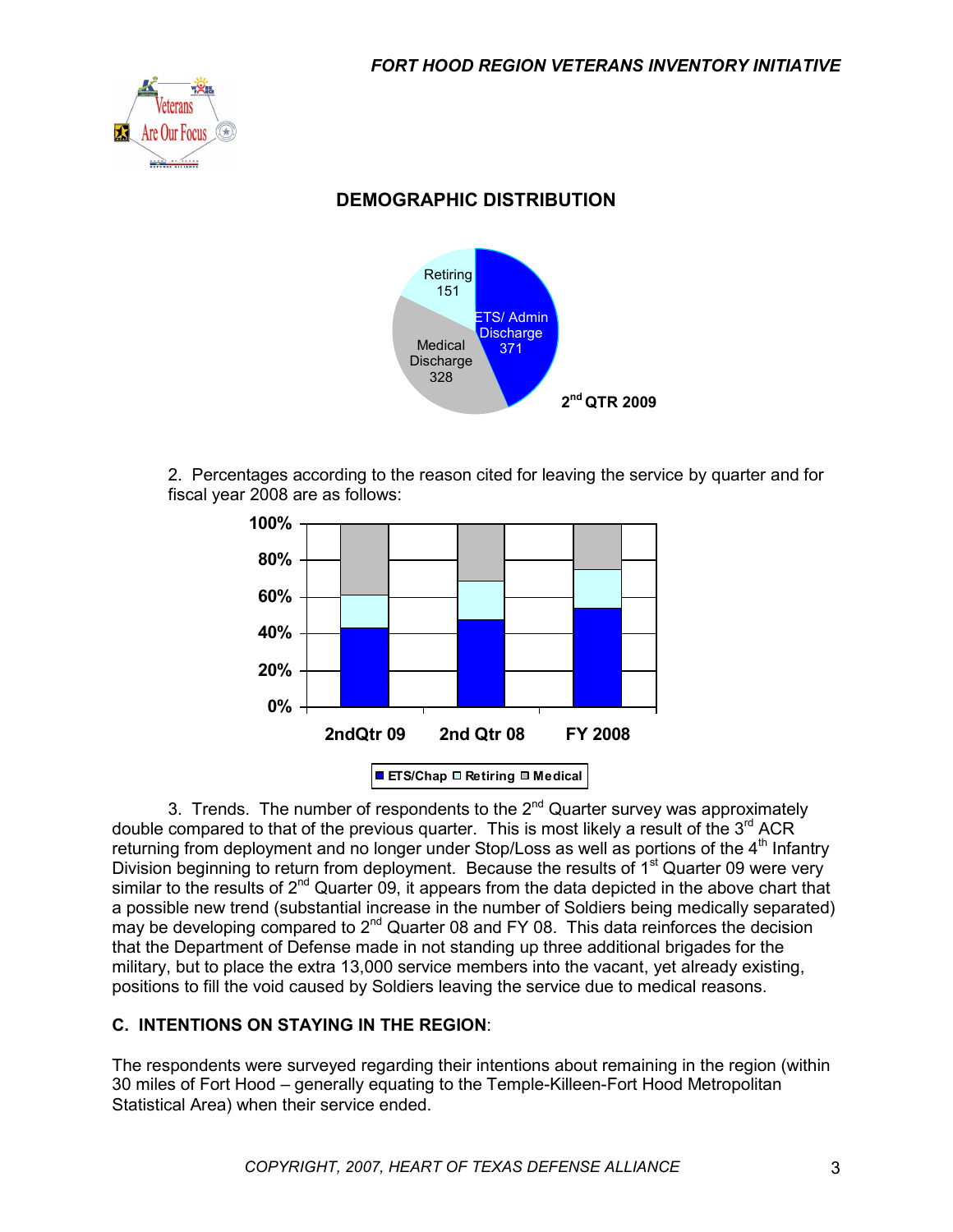## DEMOGRAPHIC DISTRIBUTION

Retiring 151

ETS/ Admin Discharge 371

Medical Discharge 328

2[nd] QTR 2009

2. Percentages according to the reason cited for leaving the service by quarter and for fiscal year 2008 are as follows:

100%
80%
60%
40%
20%
0%

2ndQtr 09 | 2nd Qtr 08 | FY 2008

ETS/Chap | Retiring | Medical

3. Trends. The number of respondents to the 2[nd] Quarter survey was approximately double compared to that of the previous quarter. This is most likely a result of the 3[rd] ACR returning from deployment and no longer under Stop/Loss as well as portions of the 4[th] Infantry Division beginning to return from deployment. Because the results of 1[st] Quarter 09 were very similar to the results of 2[nd] Quarter 09, it appears from the data depicted in the above chart that a possible new trend (substantial increase in the number of Soldiers being medically separated) may be developing compared to 2[nd] Quarter 08 and FY 08. This data reinforces the decision that the Department of Defense made in not standing up three additional brigades for the military, but to place the extra 13,000 service members into the vacant, yet already existing, positions to fill the void caused by Soldiers leaving the service due to medical reasons.

### C. INTENTIONS ON STAYING IN THE REGION:

The respondents were surveyed regarding their intentions about remaining in the region (within 30 miles of Fort Hood – generally equating to the Temple-Killeen-Fort Hood Metropolitan Statistical Area) when their service ended.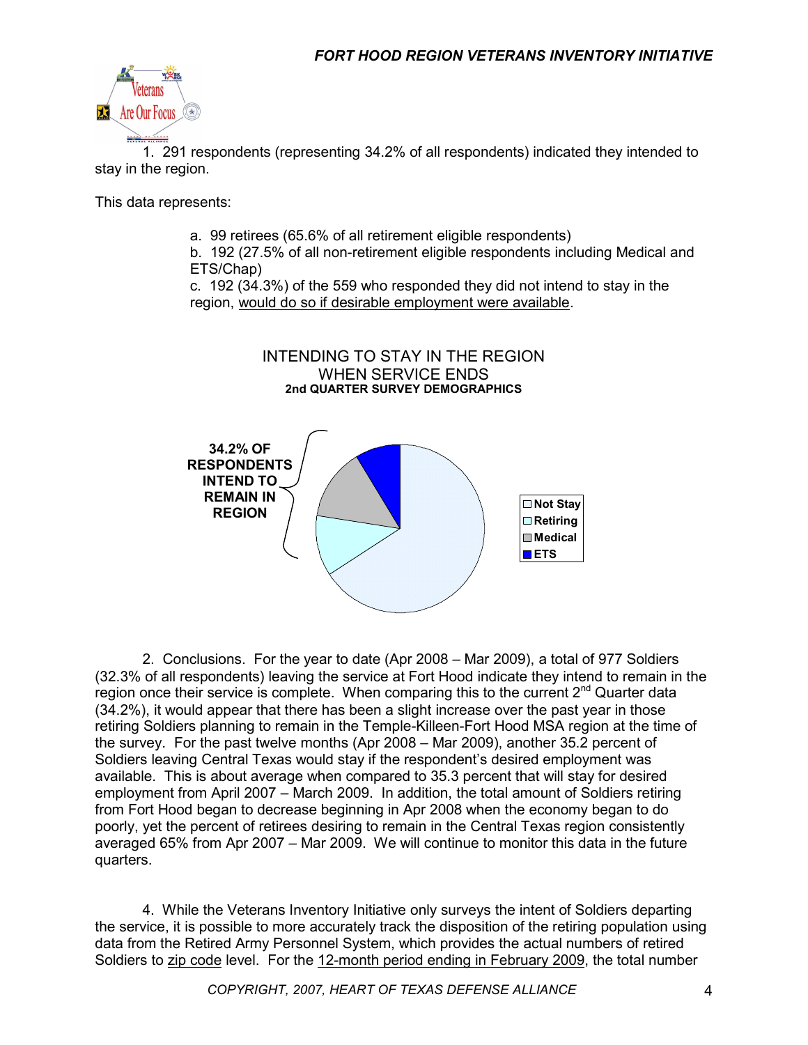1. 291 respondents (representing 34.2% of all respondents) indicated they intended to stay in the region.

This data represents:

a. 99 retirees (65.6% of all retirement eligible respondents)
b. 192 (27.5% of all non-retirement eligible respondents including Medical and ETS/Chap)
c. 192 (34.3%) of the 559 who responded they did not intend to stay in the region, would do so if desirable employment were available.

INTENDING TO STAY IN THE REGION WHEN SERVICE ENDS
**2nd QUARTER SURVEY DEMOGRAPHICS**

**34.2% OF RESPONDENTS INTEND TO REMAIN IN REGION**

- Not Stay
- Retiring
- Medical
- ETS

2. Conclusions. For the year to date (Apr 2008 – Mar 2009), a total of 977 Soldiers (32.3% of all respondents) leaving the service at Fort Hood indicate they intend to remain in the region once their service is complete. When comparing this to the current 2nd Quarter data (34.2%), it would appear that there has been a slight increase over the past year in those retiring Soldiers planning to remain in the Temple-Killeen-Fort Hood MSA region at the time of the survey. For the past twelve months (Apr 2008 – Mar 2009), another 35.2 percent of Soldiers leaving Central Texas would stay if the respondent's desired employment was available. This is about average when compared to 35.3 percent that will stay for desired employment from April 2007 – March 2009. In addition, the total amount of Soldiers retiring from Fort Hood began to decrease beginning in Apr 2008 when the economy began to do poorly, yet the percent of retirees desiring to remain in the Central Texas region consistently averaged 65% from Apr 2007 – Mar 2009. We will continue to monitor this data in the future quarters.

4. While the Veterans Inventory Initiative only surveys the intent of Soldiers departing the service, it is possible to more accurately track the disposition of the retiring population using data from the Retired Army Personnel System, which provides the actual numbers of retired Soldiers to zip code level. For the 12-month period ending in February 2009, the total number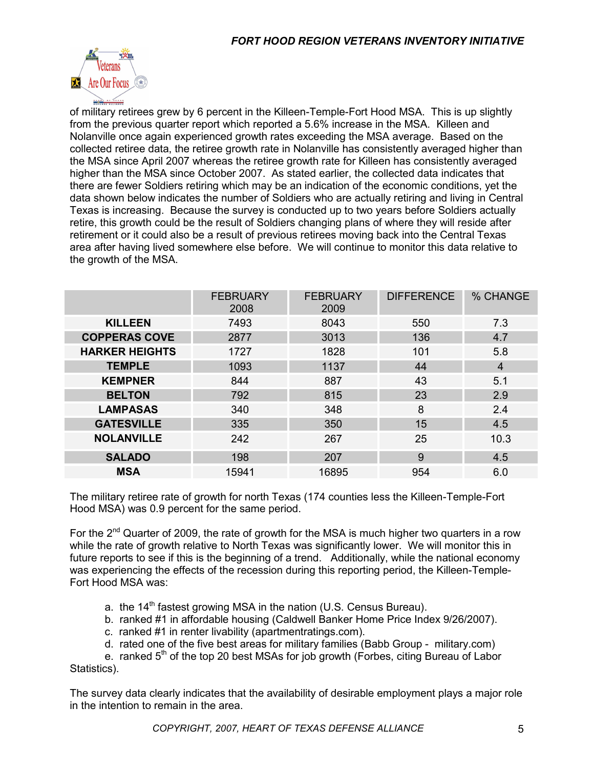of military retirees grew by 6 percent in the Killeen-Temple-Fort Hood MSA. This is up slightly from the previous quarter report which reported a 5.6% increase in the MSA. Killeen and Nolanville once again experienced growth rates exceeding the MSA average. Based on the collected retiree data, the retiree growth rate in Nolanville has consistently averaged higher than the MSA since April 2007 whereas the retiree growth rate for Killeen has consistently averaged higher than the MSA since October 2007. As stated earlier, the collected data indicates that there are fewer Soldiers retiring which may be an indication of the economic conditions, yet the data shown below indicates the number of Soldiers who are actually retiring and living in Central Texas is increasing. Because the survey is conducted up to two years before Soldiers actually retire, this growth could be the result of Soldiers changing plans of where they will reside after retirement or it could also be a result of previous retirees moving back into the Central Texas area after having lived somewhere else before. We will continue to monitor this data relative to the growth of the MSA.

| | FEBRUARY 2008 | FEBRUARY 2009 | DIFFERENCE | % CHANGE |
|---|---|---|---|---|
| **KILLEEN** | 7493 | 8043 | 550 | 7.3 |
| **COPPERAS COVE** | 2877 | 3013 | 136 | 4.7 |
| **HARKER HEIGHTS** | 1727 | 1828 | 101 | 5.8 |
| **TEMPLE** | 1093 | 1137 | 44 | 4 |
| **KEMPNER** | 844 | 887 | 43 | 5.1 |
| **BELTON** | 792 | 815 | 23 | 2.9 |
| **LAMPASAS** | 340 | 348 | 8 | 2.4 |
| **GATESVILLE** | 335 | 350 | 15 | 4.5 |
| **NOLANVILLE** | 242 | 267 | 25 | 10.3 |
| **SALADO** | 198 | 207 | 9 | 4.5 |
| **MSA** | 15941 | 16895 | 954 | 6.0 |

The military retiree rate of growth for north Texas (174 counties less the Killeen-Temple-Fort Hood MSA) was 0.9 percent for the same period.

For the 2nd Quarter of 2009, the rate of growth for the MSA is much higher two quarters in a row while the rate of growth relative to North Texas was significantly lower. We will monitor this in future reports to see if this is the beginning of a trend. Additionally, while the national economy was experiencing the effects of the recession during this reporting period, the Killeen-Temple-Fort Hood MSA was:

a. the 14th fastest growing MSA in the nation (U.S. Census Bureau).
b. ranked #1 in affordable housing (Caldwell Banker Home Price Index 9/26/2007).
c. ranked #1 in renter livability (apartmentratings.com).
d. rated one of the five best areas for military families (Babb Group - military.com)
e. ranked 5th of the top 20 best MSAs for job growth (Forbes, citing Bureau of Labor Statistics).

The survey data clearly indicates that the availability of desirable employment plays a major role in the intention to remain in the area.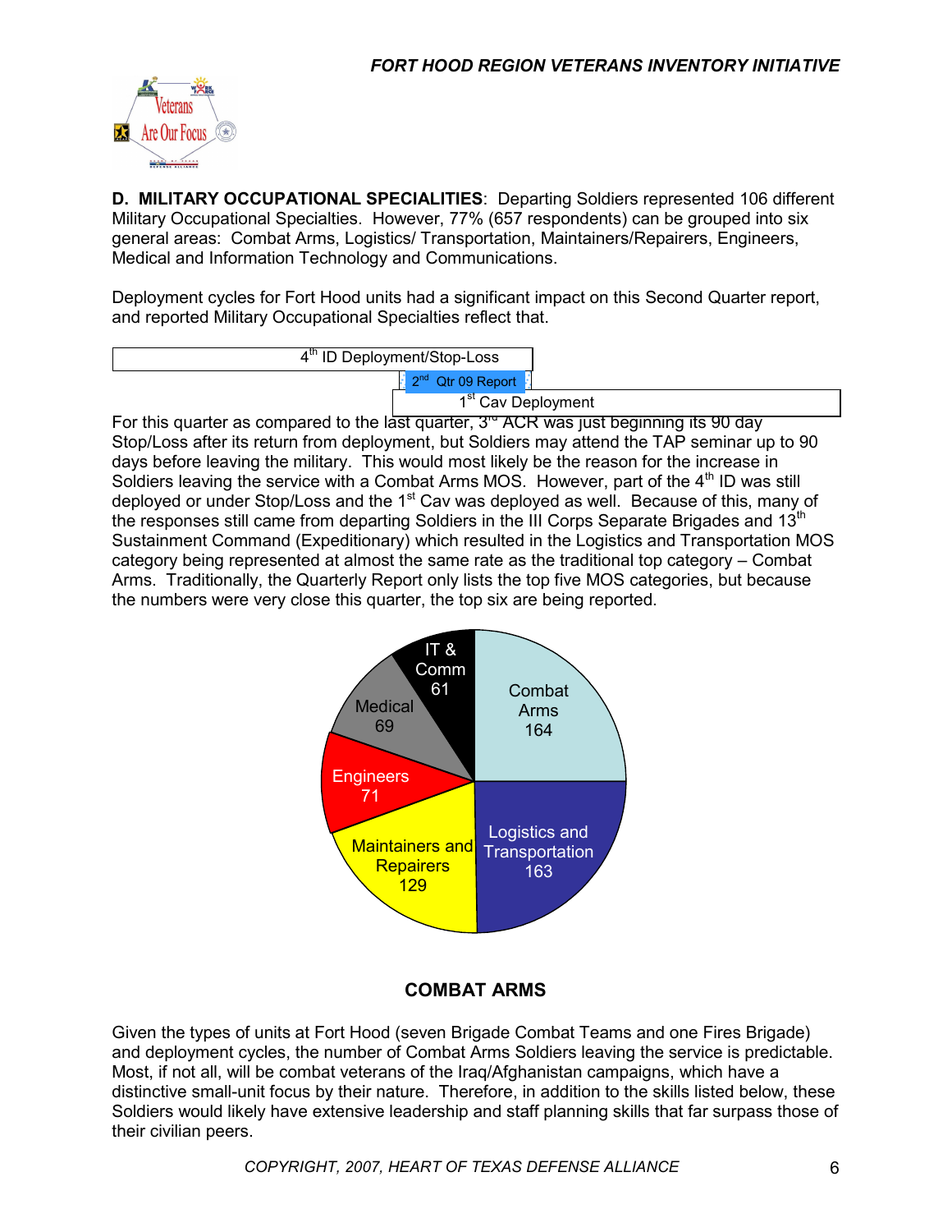**D. MILITARY OCCUPATIONAL SPECIALITIES**: Departing Soldiers represented 106 different Military Occupational Specialties. However, 77% (657 respondents) can be grouped into six general areas: Combat Arms, Logistics/ Transportation, Maintainers/Repairers, Engineers, Medical and Information Technology and Communications.

Deployment cycles for Fort Hood units had a significant impact on this Second Quarter report, and reported Military Occupational Specialties reflect that.

4th ID Deployment/Stop-Loss

2nd Qtr 09 Report

1st Cav Deployment

For this quarter as compared to the last quarter, 3rd ACR was just beginning its 90 day Stop/Loss after its return from deployment, but Soldiers may attend the TAP seminar up to 90 days before leaving the military. This would most likely be the reason for the increase in Soldiers leaving the service with a Combat Arms MOS. However, part of the 4th ID was still deployed or under Stop/Loss and the 1st Cav was deployed as well. Because of this, many of the responses still came from departing Soldiers in the III Corps Separate Brigades and 13th Sustainment Command (Expeditionary) which resulted in the Logistics and Transportation MOS category being represented at almost the same rate as the traditional top category – Combat Arms. Traditionally, the Quarterly Report only lists the top five MOS categories, but because the numbers were very close this quarter, the top six are being reported.

| Category | Number |
|---|---|
| Combat Arms | 164 |
| Logistics and Transportation | 163 |
| Maintainers and Repairers | 129 |
| Engineers | 71 |
| Medical | 69 |
| IT & Comm | 61 |

## COMBAT ARMS

Given the types of units at Fort Hood (seven Brigade Combat Teams and one Fires Brigade) and deployment cycles, the number of Combat Arms Soldiers leaving the service is predictable. Most, if not all, will be combat veterans of the Iraq/Afghanistan campaigns, which have a distinctive small-unit focus by their nature. Therefore, in addition to the skills listed below, these Soldiers would likely have extensive leadership and staff planning skills that far surpass those of their civilian peers.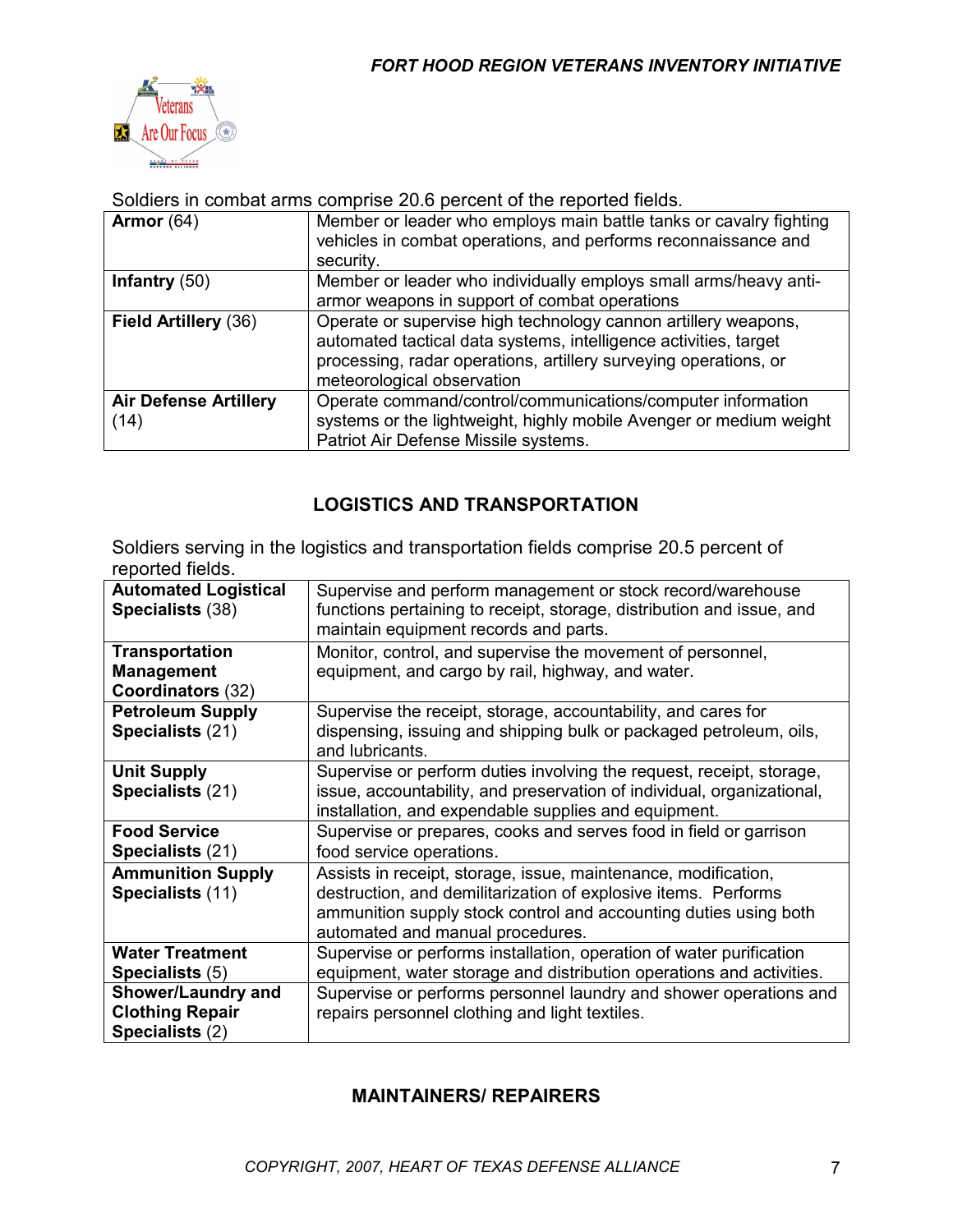Soldiers in combat arms comprise 20.6 percent of the reported fields.

| | |
|---|---|
| **Armor** (64) | Member or leader who employs main battle tanks or cavalry fighting vehicles in combat operations, and performs reconnaissance and security. |
| **Infantry** (50) | Member or leader who individually employs small arms/heavy anti-armor weapons in support of combat operations |
| **Field Artillery** (36) | Operate or supervise high technology cannon artillery weapons, automated tactical data systems, intelligence activities, target processing, radar operations, artillery surveying operations, or meteorological observation |
| **Air Defense Artillery** (14) | Operate command/control/communications/computer information systems or the lightweight, highly mobile Avenger or medium weight Patriot Air Defense Missile systems. |

## LOGISTICS AND TRANSPORTATION

Soldiers serving in the logistics and transportation fields comprise 20.5 percent of reported fields.

| | |
|---|---|
| **Automated Logistical Specialists** (38) | Supervise and perform management or stock record/warehouse functions pertaining to receipt, storage, distribution and issue, and maintain equipment records and parts. |
| **Transportation Management Coordinators** (32) | Monitor, control, and supervise the movement of personnel, equipment, and cargo by rail, highway, and water. |
| **Petroleum Supply Specialists** (21) | Supervise the receipt, storage, accountability, and cares for dispensing, issuing and shipping bulk or packaged petroleum, oils, and lubricants. |
| **Unit Supply Specialists** (21) | Supervise or perform duties involving the request, receipt, storage, issue, accountability, and preservation of individual, organizational, installation, and expendable supplies and equipment. |
| **Food Service Specialists** (21) | Supervise or prepares, cooks and serves food in field or garrison food service operations. |
| **Ammunition Supply Specialists** (11) | Assists in receipt, storage, issue, maintenance, modification, destruction, and demilitarization of explosive items. Performs ammunition supply stock control and accounting duties using both automated and manual procedures. |
| **Water Treatment Specialists** (5) | Supervise or performs installation, operation of water purification equipment, water storage and distribution operations and activities. |
| **Shower/Laundry and Clothing Repair Specialists** (2) | Supervise or performs personnel laundry and shower operations and repairs personnel clothing and light textiles. |

## MAINTAINERS/ REPAIRERS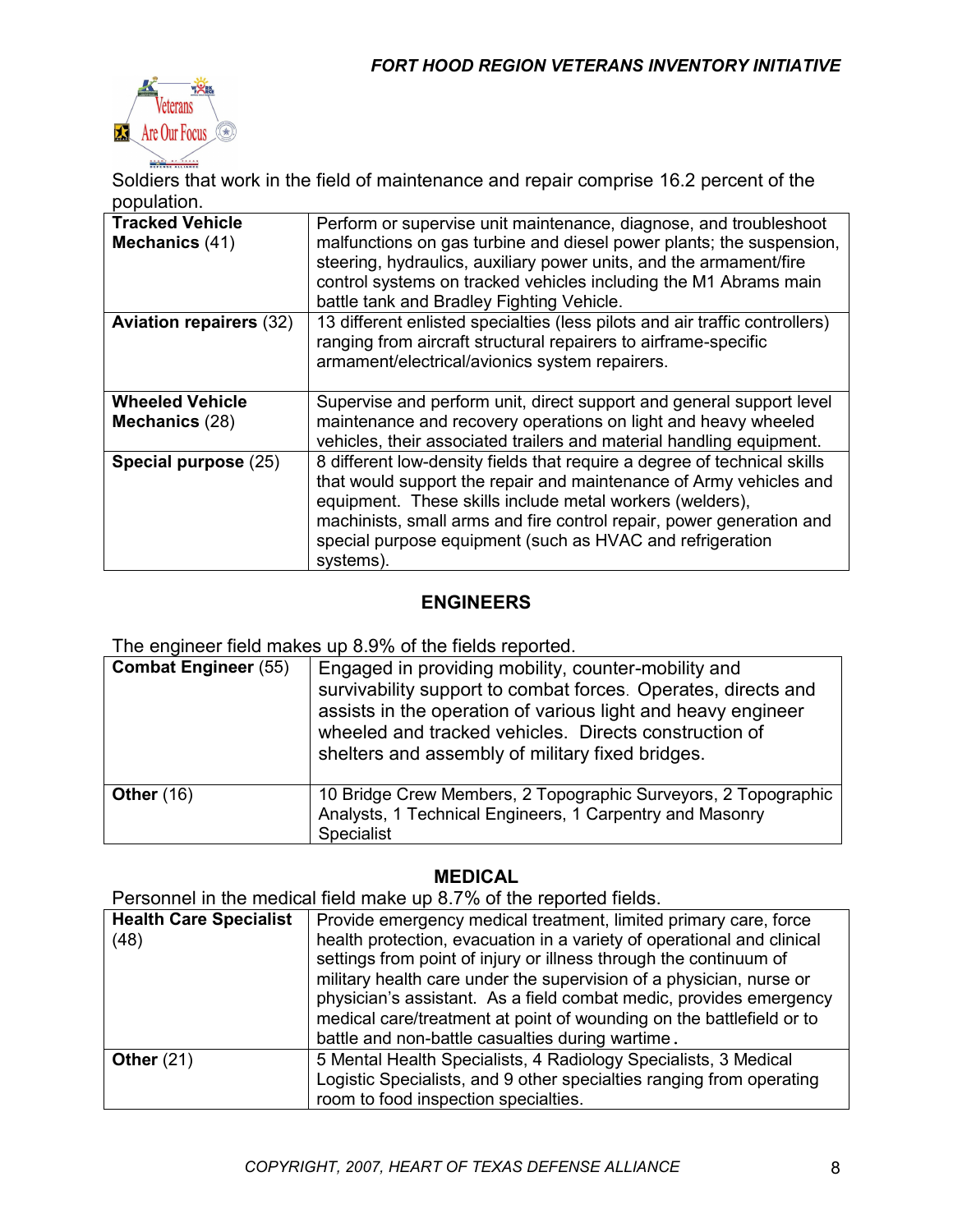Soldiers that work in the field of maintenance and repair comprise 16.2 percent of the population.

| | |
|---|---|
| **Tracked Vehicle Mechanics** (41) | Perform or supervise unit maintenance, diagnose, and troubleshoot malfunctions on gas turbine and diesel power plants; the suspension, steering, hydraulics, auxiliary power units, and the armament/fire control systems on tracked vehicles including the M1 Abrams main battle tank and Bradley Fighting Vehicle. |
| **Aviation repairers** (32) | 13 different enlisted specialties (less pilots and air traffic controllers) ranging from aircraft structural repairers to airframe-specific armament/electrical/avionics system repairers. |
| **Wheeled Vehicle Mechanics** (28) | Supervise and perform unit, direct support and general support level maintenance and recovery operations on light and heavy wheeled vehicles, their associated trailers and material handling equipment. |
| **Special purpose** (25) | 8 different low-density fields that require a degree of technical skills that would support the repair and maintenance of Army vehicles and equipment. These skills include metal workers (welders), machinists, small arms and fire control repair, power generation and special purpose equipment (such as HVAC and refrigeration systems). |

## ENGINEERS

The engineer field makes up 8.9% of the fields reported.

| | |
|---|---|
| **Combat Engineer** (55) | Engaged in providing mobility, counter-mobility and survivability support to combat forces. Operates, directs and assists in the operation of various light and heavy engineer wheeled and tracked vehicles. Directs construction of shelters and assembly of military fixed bridges. |
| **Other** (16) | 10 Bridge Crew Members, 2 Topographic Surveyors, 2 Topographic Analysts, 1 Technical Engineers, 1 Carpentry and Masonry Specialist |

## MEDICAL

Personnel in the medical field make up 8.7% of the reported fields.

| | |
|---|---|
| **Health Care Specialist** (48) | Provide emergency medical treatment, limited primary care, force health protection, evacuation in a variety of operational and clinical settings from point of injury or illness through the continuum of military health care under the supervision of a physician, nurse or physician's assistant. As a field combat medic, provides emergency medical care/treatment at point of wounding on the battlefield or to battle and non-battle casualties during wartime. |
| **Other** (21) | 5 Mental Health Specialists, 4 Radiology Specialists, 3 Medical Logistic Specialists, and 9 other specialties ranging from operating room to food inspection specialties. |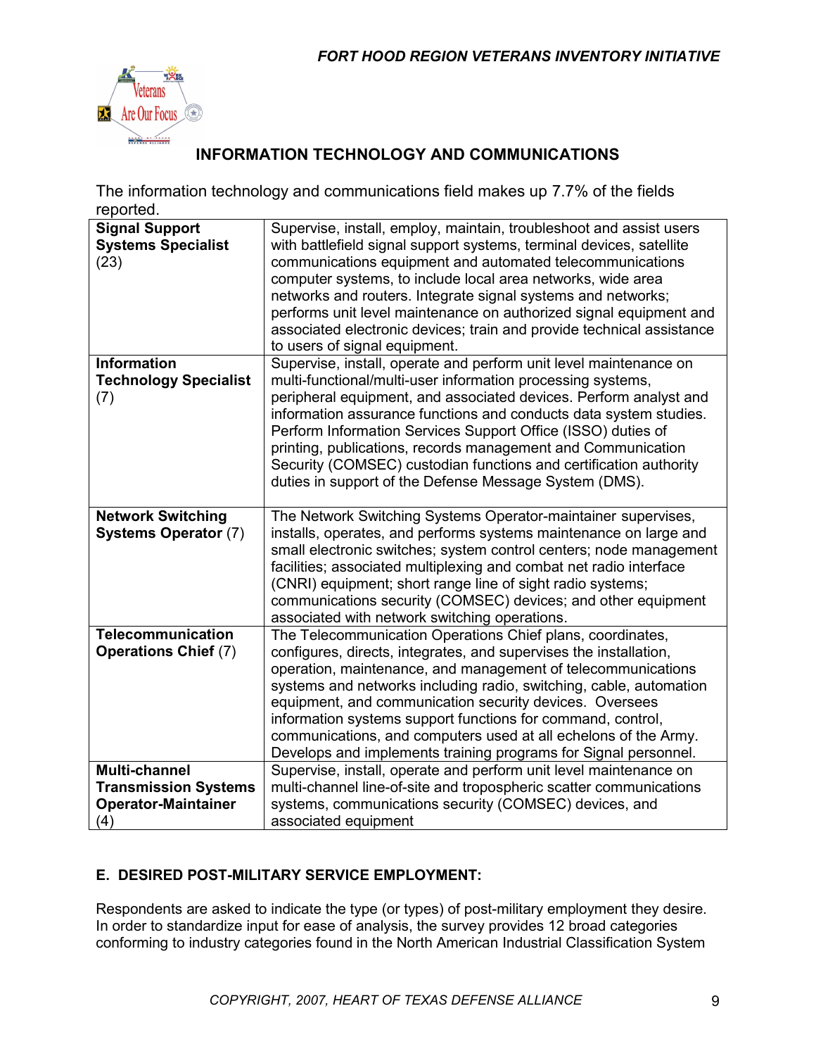## INFORMATION TECHNOLOGY AND COMMUNICATIONS

The information technology and communications field makes up 7.7% of the fields reported.

| | |
|---|---|
| **Signal Support Systems Specialist** (23) | Supervise, install, employ, maintain, troubleshoot and assist users with battlefield signal support systems, terminal devices, satellite communications equipment and automated telecommunications computer systems, to include local area networks, wide area networks and routers. Integrate signal systems and networks; performs unit level maintenance on authorized signal equipment and associated electronic devices; train and provide technical assistance to users of signal equipment. |
| **Information Technology Specialist** (7) | Supervise, install, operate and perform unit level maintenance on multi-functional/multi-user information processing systems, peripheral equipment, and associated devices. Perform analyst and information assurance functions and conducts data system studies. Perform Information Services Support Office (ISSO) duties of printing, publications, records management and Communication Security (COMSEC) custodian functions and certification authority duties in support of the Defense Message System (DMS). |
| **Network Switching Systems Operator** (7) | The Network Switching Systems Operator-maintainer supervises, installs, operates, and performs systems maintenance on large and small electronic switches; system control centers; node management facilities; associated multiplexing and combat net radio interface (CNRI) equipment; short range line of sight radio systems; communications security (COMSEC) devices; and other equipment associated with network switching operations. |
| **Telecommunication Operations Chief** (7) | The Telecommunication Operations Chief plans, coordinates, configures, directs, integrates, and supervises the installation, operation, maintenance, and management of telecommunications systems and networks including radio, switching, cable, automation equipment, and communication security devices. Oversees information systems support functions for command, control, communications, and computers used at all echelons of the Army. Develops and implements training programs for Signal personnel. |
| **Multi-channel Transmission Systems Operator-Maintainer** (4) | Supervise, install, operate and perform unit level maintenance on multi-channel line-of-site and tropospheric scatter communications systems, communications security (COMSEC) devices, and associated equipment |

### E. DESIRED POST-MILITARY SERVICE EMPLOYMENT:

Respondents are asked to indicate the type (or types) of post-military employment they desire. In order to standardize input for ease of analysis, the survey provides 12 broad categories conforming to industry categories found in the North American Industrial Classification System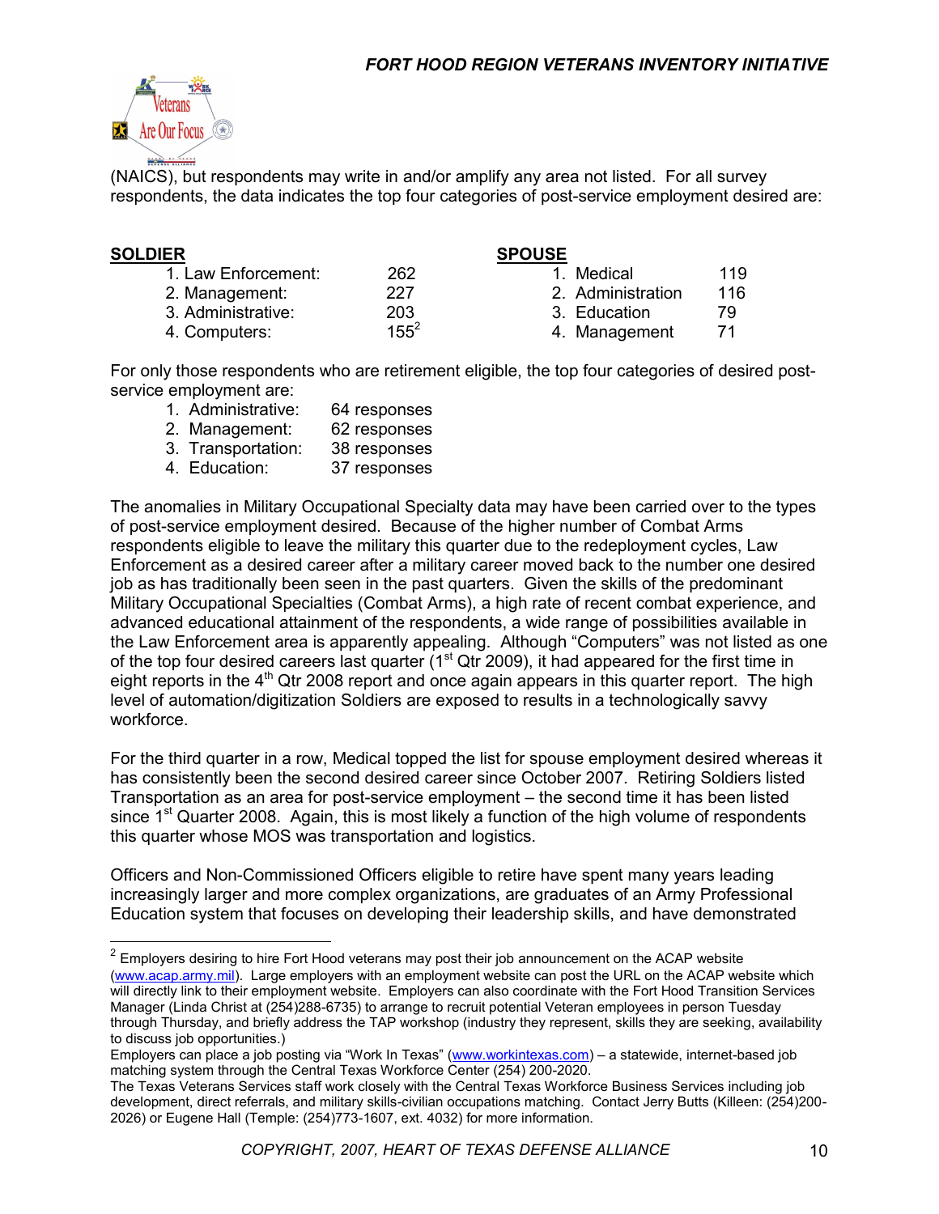(NAICS), but respondents may write in and/or amplify any area not listed. For all survey respondents, the data indicates the top four categories of post-service employment desired are:

| **SOLDIER** | | **SPOUSE** | |
|---|---|---|---|
| 1. Law Enforcement: | 262 | 1. Medical | 119 |
| 2. Management: | 227 | 2. Administration | 116 |
| 3. Administrative: | 203 | 3. Education | 79 |
| 4. Computers: | 155[2] | 4. Management | 71 |

For only those respondents who are retirement eligible, the top four categories of desired post-service employment are:

1. Administrative: 64 responses
2. Management: 62 responses
3. Transportation: 38 responses
4. Education: 37 responses

The anomalies in Military Occupational Specialty data may have been carried over to the types of post-service employment desired. Because of the higher number of Combat Arms respondents eligible to leave the military this quarter due to the redeployment cycles, Law Enforcement as a desired career after a military career moved back to the number one desired job as has traditionally been seen in the past quarters. Given the skills of the predominant Military Occupational Specialties (Combat Arms), a high rate of recent combat experience, and advanced educational attainment of the respondents, a wide range of possibilities available in the Law Enforcement area is apparently appealing. Although "Computers" was not listed as one of the top four desired careers last quarter (1st Qtr 2009), it had appeared for the first time in eight reports in the 4th Qtr 2008 report and once again appears in this quarter report. The high level of automation/digitization Soldiers are exposed to results in a technologically savvy workforce.

For the third quarter in a row, Medical topped the list for spouse employment desired whereas it has consistently been the second desired career since October 2007. Retiring Soldiers listed Transportation as an area for post-service employment – the second time it has been listed since 1st Quarter 2008. Again, this is most likely a function of the high volume of respondents this quarter whose MOS was transportation and logistics.

Officers and Non-Commissioned Officers eligible to retire have spent many years leading increasingly larger and more complex organizations, are graduates of an Army Professional Education system that focuses on developing their leadership skills, and have demonstrated

---

[2] Employers desiring to hire Fort Hood veterans may post their job announcement on the ACAP website (www.acap.army.mil). Large employers with an employment website can post the URL on the ACAP website which will directly link to their employment website. Employers can also coordinate with the Fort Hood Transition Services Manager (Linda Christ at (254)288-6735) to arrange to recruit potential Veteran employees in person Tuesday through Thursday, and briefly address the TAP workshop (industry they represent, skills they are seeking, availability to discuss job opportunities.)
Employers can place a job posting via "Work In Texas" (www.workintexas.com) – a statewide, internet-based job matching system through the Central Texas Workforce Center (254) 200-2020.
The Texas Veterans Services staff work closely with the Central Texas Workforce Business Services including job development, direct referrals, and military skills-civilian occupations matching. Contact Jerry Butts (Killeen: (254)200-2026) or Eugene Hall (Temple: (254)773-1607, ext. 4032) for more information.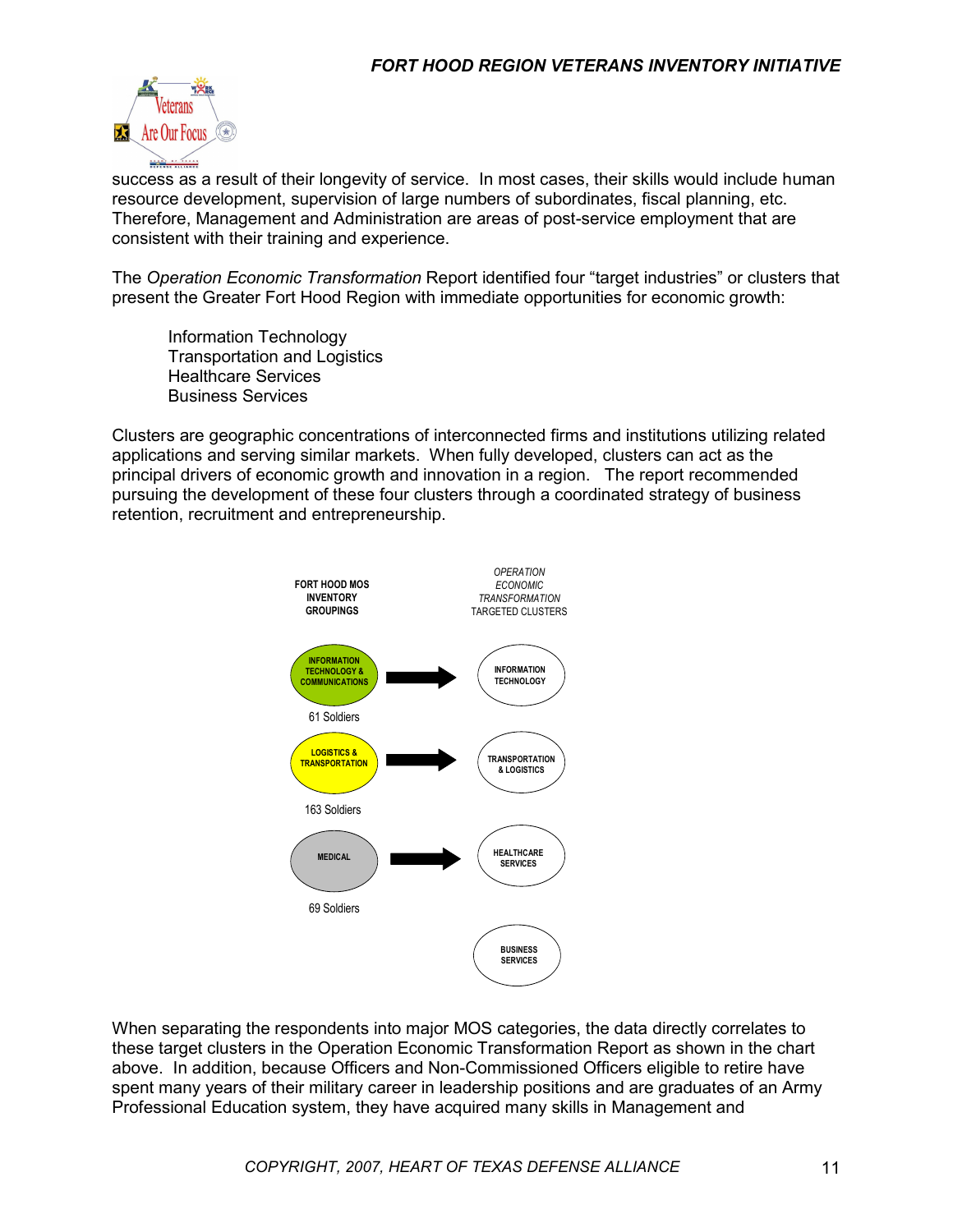success as a result of their longevity of service. In most cases, their skills would include human resource development, supervision of large numbers of subordinates, fiscal planning, etc. Therefore, Management and Administration are areas of post-service employment that are consistent with their training and experience.

The *Operation Economic Transformation* Report identified four "target industries" or clusters that present the Greater Fort Hood Region with immediate opportunities for economic growth:

Information Technology
Transportation and Logistics
Healthcare Services
Business Services

Clusters are geographic concentrations of interconnected firms and institutions utilizing related applications and serving similar markets. When fully developed, clusters can act as the principal drivers of economic growth and innovation in a region. The report recommended pursuing the development of these four clusters through a coordinated strategy of business retention, recruitment and entrepreneurship.

| FORT HOOD MOS INVENTORY GROUPINGS | | *OPERATION ECONOMIC TRANSFORMATION* TARGETED CLUSTERS |
|---|---|---|
| INFORMATION TECHNOLOGY & COMMUNICATIONS (61 Soldiers) | → | INFORMATION TECHNOLOGY |
| LOGISTICS & TRANSPORTATION (163 Soldiers) | → | TRANSPORTATION & LOGISTICS |
| MEDICAL (69 Soldiers) | → | HEALTHCARE SERVICES |
| | | BUSINESS SERVICES |

When separating the respondents into major MOS categories, the data directly correlates to these target clusters in the Operation Economic Transformation Report as shown in the chart above. In addition, because Officers and Non-Commissioned Officers eligible to retire have spent many years of their military career in leadership positions and are graduates of an Army Professional Education system, they have acquired many skills in Management and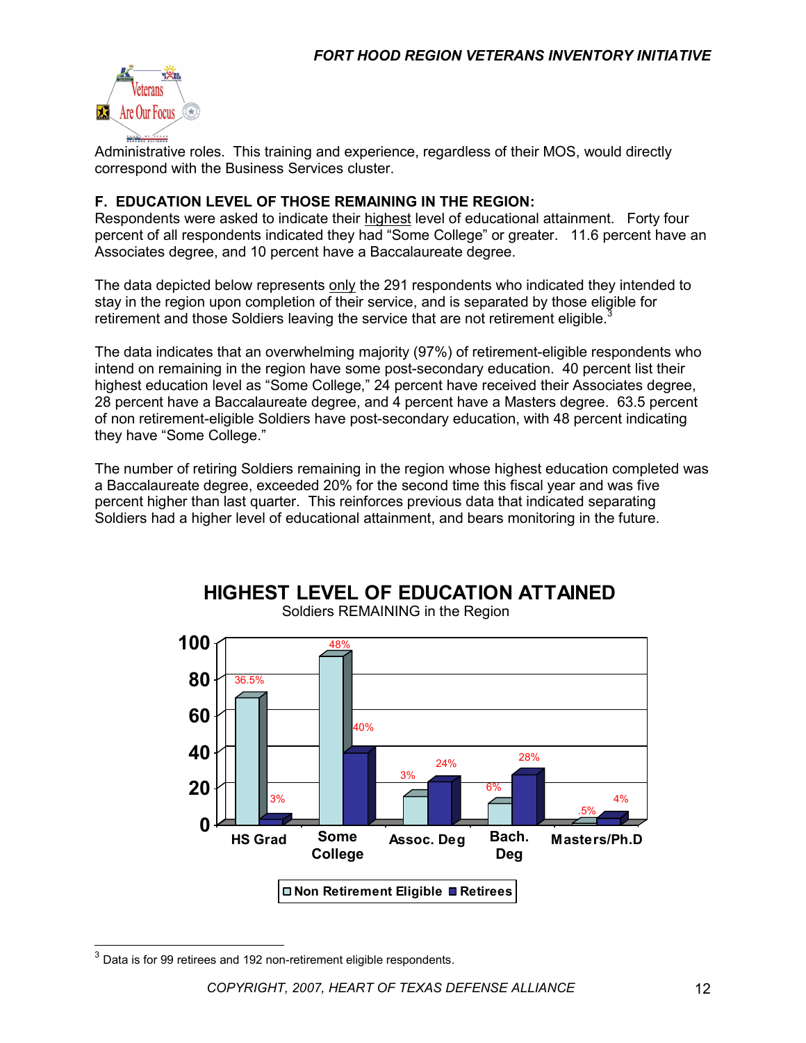Administrative roles. This training and experience, regardless of their MOS, would directly correspond with the Business Services cluster.

**F. EDUCATION LEVEL OF THOSE REMAINING IN THE REGION:**
Respondents were asked to indicate their highest level of educational attainment. Forty four percent of all respondents indicated they had "Some College" or greater. 11.6 percent have an Associates degree, and 10 percent have a Baccalaureate degree.

The data depicted below represents only the 291 respondents who indicated they intended to stay in the region upon completion of their service, and is separated by those eligible for retirement and those Soldiers leaving the service that are not retirement eligible.[3]

The data indicates that an overwhelming majority (97%) of retirement-eligible respondents who intend on remaining in the region have some post-secondary education. 40 percent list their highest education level as "Some College," 24 percent have received their Associates degree, 28 percent have a Baccalaureate degree, and 4 percent have a Masters degree. 63.5 percent of non retirement-eligible Soldiers have post-secondary education, with 48 percent indicating they have "Some College."

The number of retiring Soldiers remaining in the region whose highest education completed was a Baccalaureate degree, exceeded 20% for the second time this fiscal year and was five percent higher than last quarter. This reinforces previous data that indicated separating Soldiers had a higher level of educational attainment, and bears monitoring in the future.

**HIGHEST LEVEL OF EDUCATION ATTAINED**
Soldiers REMAINING in the Region

| | Non Retirement Eligible | Retirees |
|---|---|---|
| HS Grad | 36.5% | 3% |
| Some College | 48% | 40% |
| Assoc. Deg | 3% | 24% |
| Bach. Deg | 6% | 28% |
| Masters/Ph.D | .5% | 4% |

[3] Data is for 99 retirees and 192 non-retirement eligible respondents.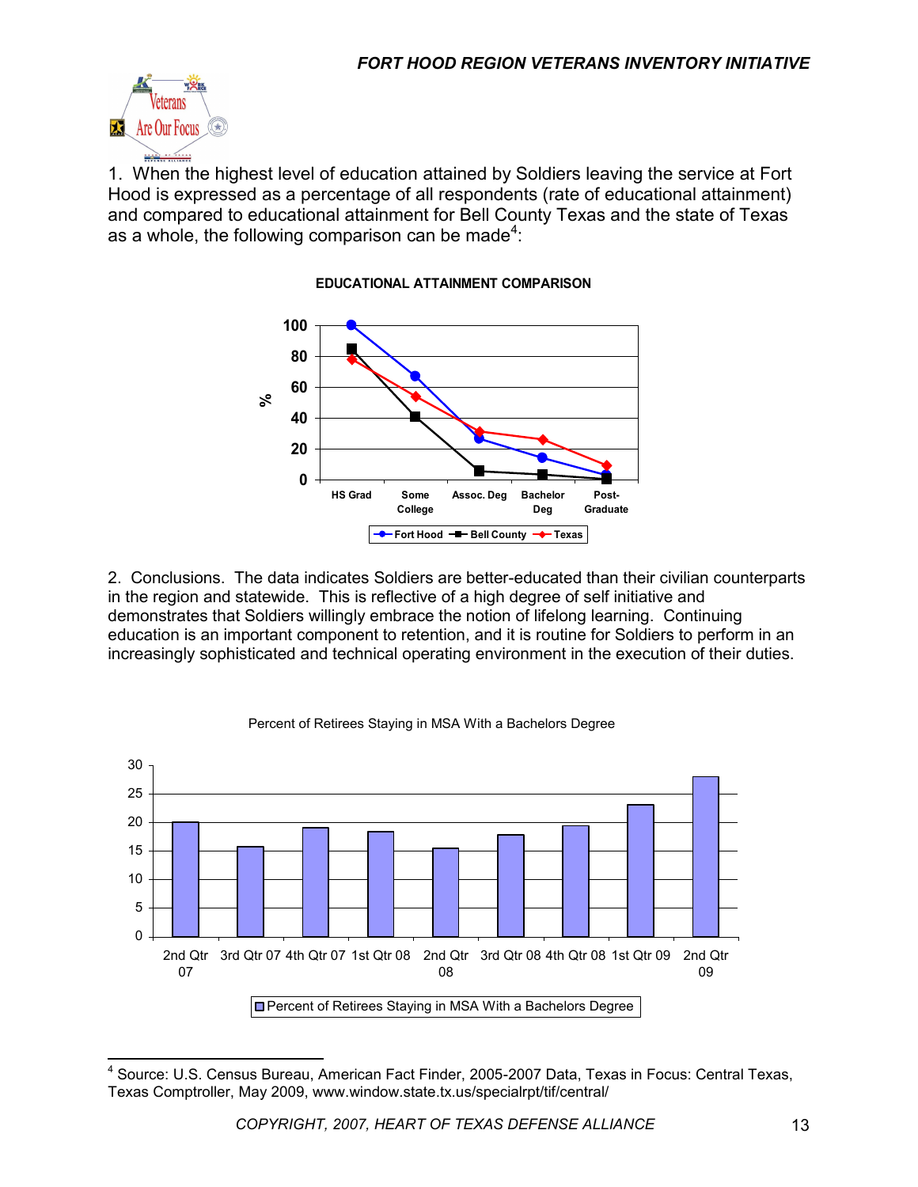1. When the highest level of education attained by Soldiers leaving the service at Fort Hood is expressed as a percentage of all respondents (rate of educational attainment) and compared to educational attainment for Bell County Texas and the state of Texas as a whole, the following comparison can be made[4]:

**EDUCATIONAL ATTAINMENT COMPARISON**

2. Conclusions. The data indicates Soldiers are better-educated than their civilian counterparts in the region and statewide. This is reflective of a high degree of self initiative and demonstrates that Soldiers willingly embrace the notion of lifelong learning. Continuing education is an important component to retention, and it is routine for Soldiers to perform in an increasingly sophisticated and technical operating environment in the execution of their duties.

Percent of Retirees Staying in MSA With a Bachelors Degree

---

[4] Source: U.S. Census Bureau, American Fact Finder, 2005-2007 Data, Texas in Focus: Central Texas, Texas Comptroller, May 2009, www.window.state.tx.us/specialrpt/tif/central/

COPYRIGHT, 2007, HEART OF TEXAS DEFENSE ALLIANCE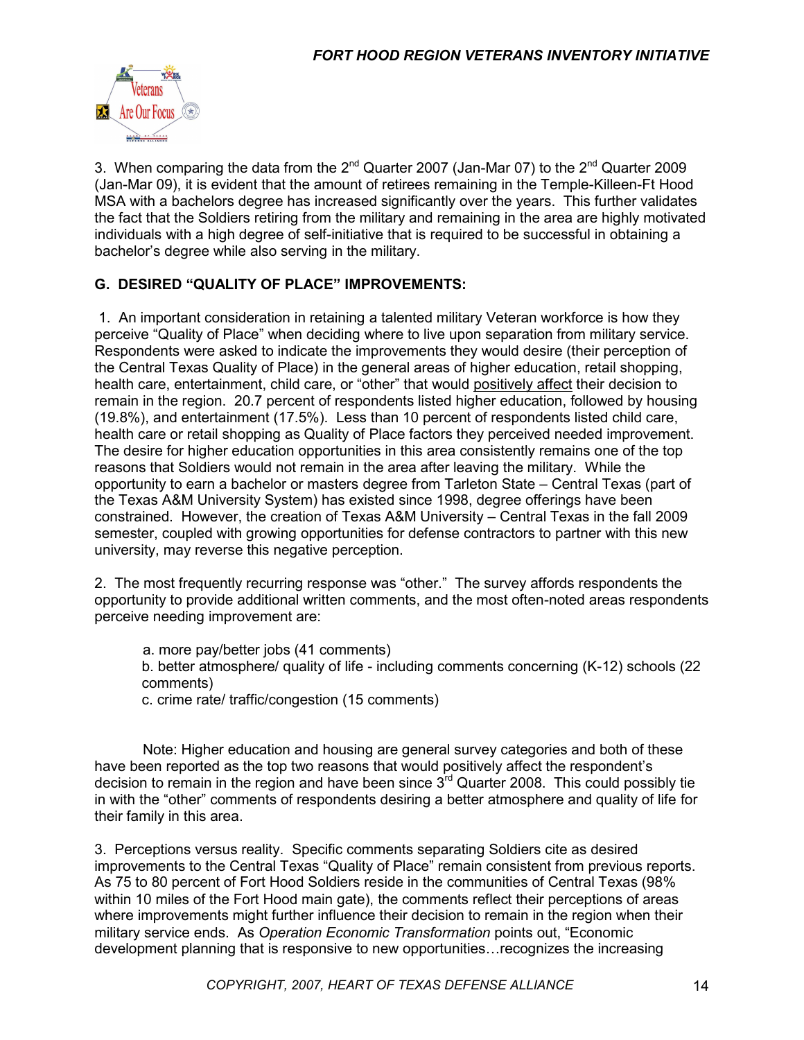3. When comparing the data from the 2nd Quarter 2007 (Jan-Mar 07) to the 2nd Quarter 2009 (Jan-Mar 09), it is evident that the amount of retirees remaining in the Temple-Killeen-Ft Hood MSA with a bachelors degree has increased significantly over the years. This further validates the fact that the Soldiers retiring from the military and remaining in the area are highly motivated individuals with a high degree of self-initiative that is required to be successful in obtaining a bachelor's degree while also serving in the military.

## G. DESIRED "QUALITY OF PLACE" IMPROVEMENTS:

1. An important consideration in retaining a talented military Veteran workforce is how they perceive "Quality of Place" when deciding where to live upon separation from military service. Respondents were asked to indicate the improvements they would desire (their perception of the Central Texas Quality of Place) in the general areas of higher education, retail shopping, health care, entertainment, child care, or "other" that would positively affect their decision to remain in the region. 20.7 percent of respondents listed higher education, followed by housing (19.8%), and entertainment (17.5%). Less than 10 percent of respondents listed child care, health care or retail shopping as Quality of Place factors they perceived needed improvement. The desire for higher education opportunities in this area consistently remains one of the top reasons that Soldiers would not remain in the area after leaving the military. While the opportunity to earn a bachelor or masters degree from Tarleton State – Central Texas (part of the Texas A&M University System) has existed since 1998, degree offerings have been constrained. However, the creation of Texas A&M University – Central Texas in the fall 2009 semester, coupled with growing opportunities for defense contractors to partner with this new university, may reverse this negative perception.

2. The most frequently recurring response was "other." The survey affords respondents the opportunity to provide additional written comments, and the most often-noted areas respondents perceive needing improvement are:

a. more pay/better jobs (41 comments)
b. better atmosphere/ quality of life - including comments concerning (K-12) schools (22 comments)
c. crime rate/ traffic/congestion (15 comments)

Note: Higher education and housing are general survey categories and both of these have been reported as the top two reasons that would positively affect the respondent's decision to remain in the region and have been since 3rd Quarter 2008. This could possibly tie in with the "other" comments of respondents desiring a better atmosphere and quality of life for their family in this area.

3. Perceptions versus reality. Specific comments separating Soldiers cite as desired improvements to the Central Texas "Quality of Place" remain consistent from previous reports. As 75 to 80 percent of Fort Hood Soldiers reside in the communities of Central Texas (98% within 10 miles of the Fort Hood main gate), the comments reflect their perceptions of areas where improvements might further influence their decision to remain in the region when their military service ends. As *Operation Economic Transformation* points out, "Economic development planning that is responsive to new opportunities…recognizes the increasing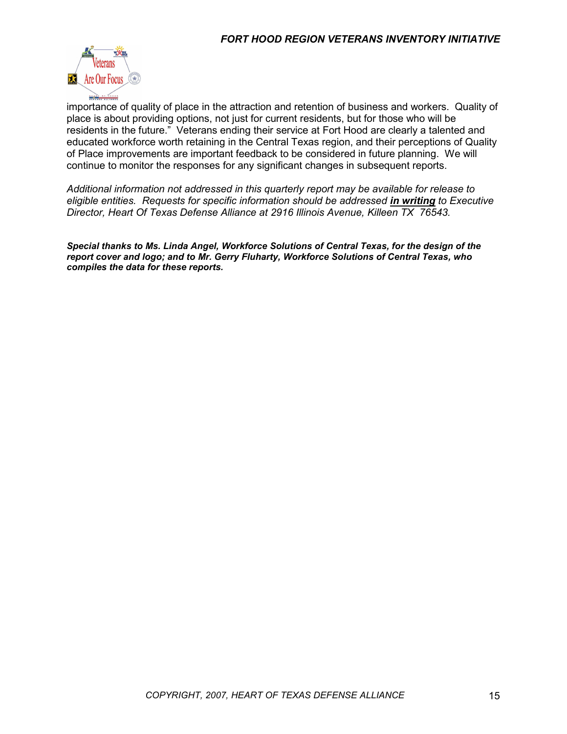importance of quality of place in the attraction and retention of business and workers. Quality of place is about providing options, not just for current residents, but for those who will be residents in the future." Veterans ending their service at Fort Hood are clearly a talented and educated workforce worth retaining in the Central Texas region, and their perceptions of Quality of Place improvements are important feedback to be considered in future planning. We will continue to monitor the responses for any significant changes in subsequent reports.

*Additional information not addressed in this quarterly report may be available for release to eligible entities. Requests for specific information should be addressed **in writing** to Executive Director, Heart Of Texas Defense Alliance at 2916 Illinois Avenue, Killeen TX 76543.*

***Special thanks to Ms. Linda Angel, Workforce Solutions of Central Texas, for the design of the report cover and logo; and to Mr. Gerry Fluharty, Workforce Solutions of Central Texas, who compiles the data for these reports.***